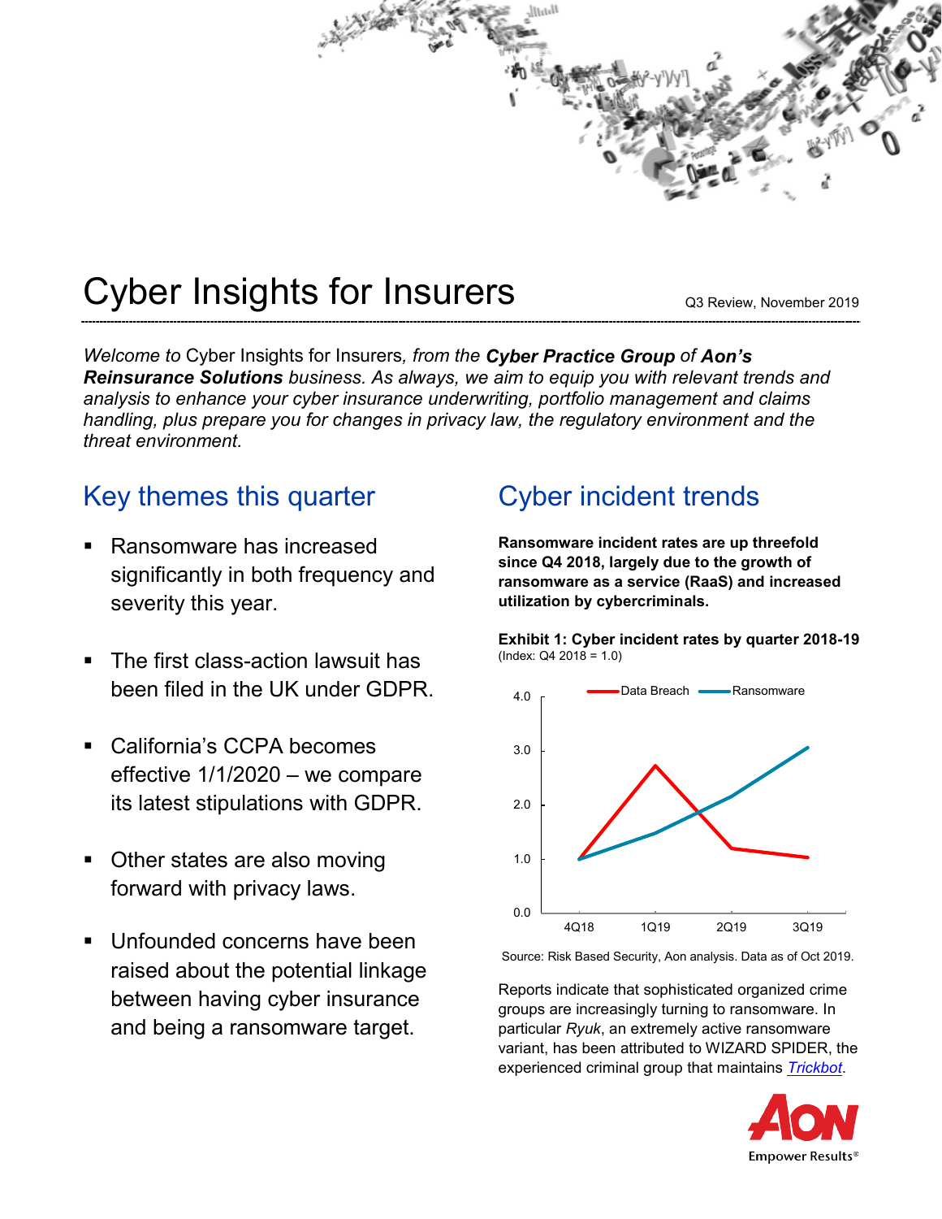# Cyber Insights for Insurers

Q3 Review, November 2019

*Welcome to* Cyber Insights for Insurers*, from the* ***Cyber Practice Group*** *of* ***Aon's Reinsurance Solutions*** *business. As always, we aim to equip you with relevant trends and analysis to enhance your cyber insurance underwriting, portfolio management and claims handling, plus prepare you for changes in privacy law, the regulatory environment and the threat environment.*

## Key themes this quarter

- Ransomware has increased significantly in both frequency and severity this year.
- The first class-action lawsuit has been filed in the UK under GDPR.
- California's CCPA becomes effective 1/1/2020 – we compare its latest stipulations with GDPR.
- Other states are also moving forward with privacy laws.
- Unfounded concerns have been raised about the potential linkage between having cyber insurance and being a ransomware target.

## Cyber incident trends

**Ransomware incident rates are up threefold since Q4 2018, largely due to the growth of ransomware as a service (RaaS) and increased utilization by cybercriminals.**

**Exhibit 1: Cyber incident rates by quarter 2018-19**
(Index: Q4 2018 = 1.0)

| | 4Q18 | 1Q19 | 2Q19 | 3Q19 |
|---|---|---|---|---|
| Data Breach | 1.0 | 2.7 | 1.2 | 1.0 |
| Ransomware | 1.0 | 1.5 | 2.2 | 3.1 |

Source: Risk Based Security, Aon analysis. Data as of Oct 2019.

Reports indicate that sophisticated organized crime groups are increasingly turning to ransomware. In particular *Ryuk*, an extremely active ransomware variant, has been attributed to WIZARD SPIDER, the experienced criminal group that maintains *Trickbot*.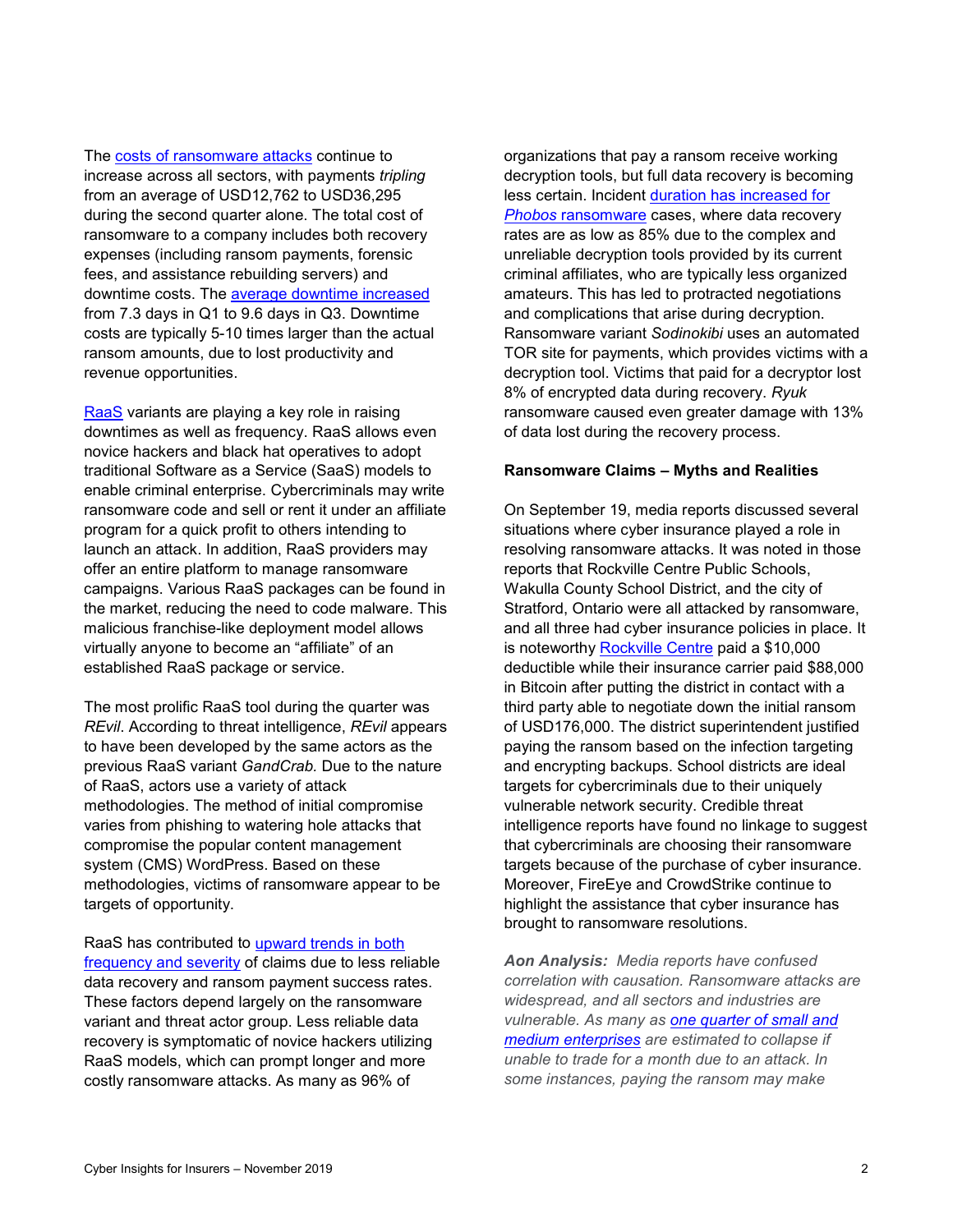The costs of ransomware attacks continue to increase across all sectors, with payments *tripling* from an average of USD12,762 to USD36,295 during the second quarter alone. The total cost of ransomware to a company includes both recovery expenses (including ransom payments, forensic fees, and assistance rebuilding servers) and downtime costs. The average downtime increased from 7.3 days in Q1 to 9.6 days in Q3. Downtime costs are typically 5-10 times larger than the actual ransom amounts, due to lost productivity and revenue opportunities.

RaaS variants are playing a key role in raising downtimes as well as frequency. RaaS allows even novice hackers and black hat operatives to adopt traditional Software as a Service (SaaS) models to enable criminal enterprise. Cybercriminals may write ransomware code and sell or rent it under an affiliate program for a quick profit to others intending to launch an attack. In addition, RaaS providers may offer an entire platform to manage ransomware campaigns. Various RaaS packages can be found in the market, reducing the need to code malware. This malicious franchise-like deployment model allows virtually anyone to become an "affiliate" of an established RaaS package or service.

The most prolific RaaS tool during the quarter was *REvil*. According to threat intelligence, *REvil* appears to have been developed by the same actors as the previous RaaS variant *GandCrab.* Due to the nature of RaaS, actors use a variety of attack methodologies. The method of initial compromise varies from phishing to watering hole attacks that compromise the popular content management system (CMS) WordPress. Based on these methodologies, victims of ransomware appear to be targets of opportunity.

RaaS has contributed to upward trends in both frequency and severity of claims due to less reliable data recovery and ransom payment success rates. These factors depend largely on the ransomware variant and threat actor group. Less reliable data recovery is symptomatic of novice hackers utilizing RaaS models, which can prompt longer and more costly ransomware attacks. As many as 96% of organizations that pay a ransom receive working decryption tools, but full data recovery is becoming less certain. Incident duration has increased for *Phobos* ransomware cases, where data recovery rates are as low as 85% due to the complex and unreliable decryption tools provided by its current criminal affiliates, who are typically less organized amateurs. This has led to protracted negotiations and complications that arise during decryption. Ransomware variant *Sodinokibi* uses an automated TOR site for payments, which provides victims with a decryption tool. Victims that paid for a decryptor lost 8% of encrypted data during recovery. *Ryuk* ransomware caused even greater damage with 13% of data lost during the recovery process.

**Ransomware Claims – Myths and Realities**

On September 19, media reports discussed several situations where cyber insurance played a role in resolving ransomware attacks. It was noted in those reports that Rockville Centre Public Schools, Wakulla County School District, and the city of Stratford, Ontario were all attacked by ransomware, and all three had cyber insurance policies in place. It is noteworthy Rockville Centre paid a $10,000 deductible while their insurance carrier paid $88,000 in Bitcoin after putting the district in contact with a third party able to negotiate down the initial ransom of USD176,000. The district superintendent justified paying the ransom based on the infection targeting and encrypting backups. School districts are ideal targets for cybercriminals due to their uniquely vulnerable network security. Credible threat intelligence reports have found no linkage to suggest that cybercriminals are choosing their ransomware targets because of the purchase of cyber insurance. Moreover, FireEye and CrowdStrike continue to highlight the assistance that cyber insurance has brought to ransomware resolutions.

***Aon Analysis:*** *Media reports have confused correlation with causation. Ransomware attacks are widespread, and all sectors and industries are vulnerable. As many as one quarter of small and medium enterprises are estimated to collapse if unable to trade for a month due to an attack. In some instances, paying the ransom may make*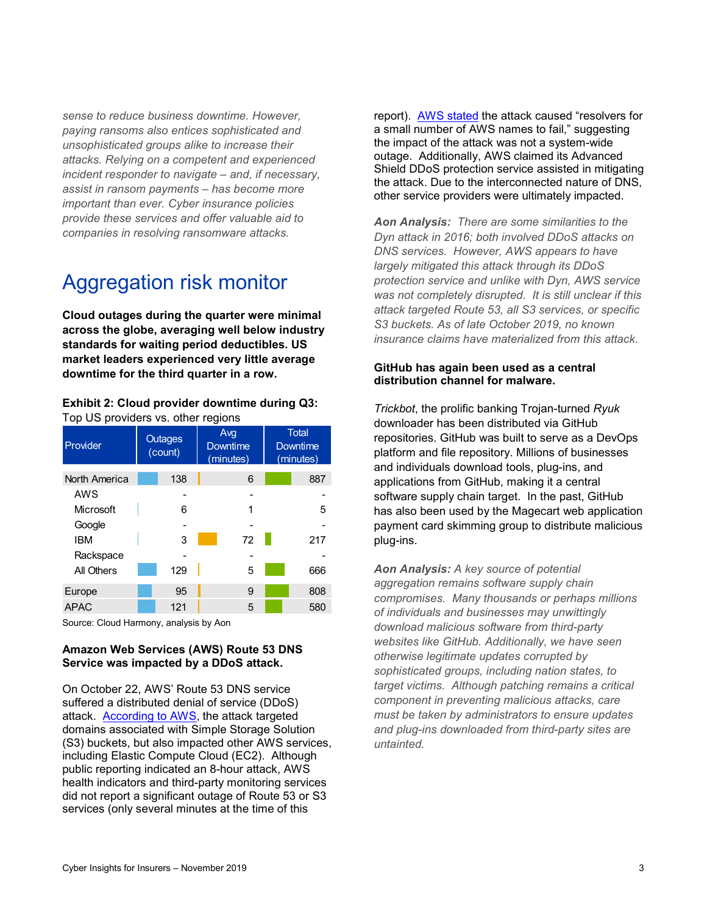*sense to reduce business downtime. However, paying ransoms also entices sophisticated and unsophisticated groups alike to increase their attacks. Relying on a competent and experienced incident responder to navigate – and, if necessary, assist in ransom payments – has become more important than ever. Cyber insurance policies provide these services and offer valuable aid to companies in resolving ransomware attacks.*

# Aggregation risk monitor

**Cloud outages during the quarter were minimal across the globe, averaging well below industry standards for waiting period deductibles. US market leaders experienced very little average downtime for the third quarter in a row.**

**Exhibit 2: Cloud provider downtime during Q3:**
Top US providers vs. other regions

| Provider | Outages (count) | Avg Downtime (minutes) | Total Downtime (minutes) |
|---|---|---|---|
| North America | 138 | 6 | 887 |
| AWS | - | - | - |
| Microsoft | 6 | 1 | 5 |
| Google | - | - | - |
| IBM | 3 | 72 | 217 |
| Rackspace | - | - | - |
| All Others | 129 | 5 | 666 |
| Europe | 95 | 9 | 808 |
| APAC | 121 | 5 | 580 |

Source: Cloud Harmony, analysis by Aon

**Amazon Web Services (AWS) Route 53 DNS Service was impacted by a DDoS attack.**

On October 22, AWS' Route 53 DNS service suffered a distributed denial of service (DDoS) attack. According to AWS, the attack targeted domains associated with Simple Storage Solution (S3) buckets, but also impacted other AWS services, including Elastic Compute Cloud (EC2). Although public reporting indicated an 8-hour attack, AWS health indicators and third-party monitoring services did not report a significant outage of Route 53 or S3 services (only several minutes at the time of this report). AWS stated the attack caused "resolvers for a small number of AWS names to fail," suggesting the impact of the attack was not a system-wide outage. Additionally, AWS claimed its Advanced Shield DDoS protection service assisted in mitigating the attack. Due to the interconnected nature of DNS, other service providers were ultimately impacted.

***Aon Analysis:*** *There are some similarities to the Dyn attack in 2016; both involved DDoS attacks on DNS services. However, AWS appears to have largely mitigated this attack through its DDoS protection service and unlike with Dyn, AWS service was not completely disrupted. It is still unclear if this attack targeted Route 53, all S3 services, or specific S3 buckets. As of late October 2019, no known insurance claims have materialized from this attack.*

**GitHub has again been used as a central distribution channel for malware.**

*Trickbot*, the prolific banking Trojan-turned *Ryuk* downloader has been distributed via GitHub repositories. GitHub was built to serve as a DevOps platform and file repository. Millions of businesses and individuals download tools, plug-ins, and applications from GitHub, making it a central software supply chain target. In the past, GitHub has also been used by the Magecart web application payment card skimming group to distribute malicious plug-ins.

***Aon Analysis:*** *A key source of potential aggregation remains software supply chain compromises. Many thousands or perhaps millions of individuals and businesses may unwittingly download malicious software from third-party websites like GitHub. Additionally, we have seen otherwise legitimate updates corrupted by sophisticated groups, including nation states, to target victims. Although patching remains a critical component in preventing malicious attacks, care must be taken by administrators to ensure updates and plug-ins downloaded from third-party sites are untainted.*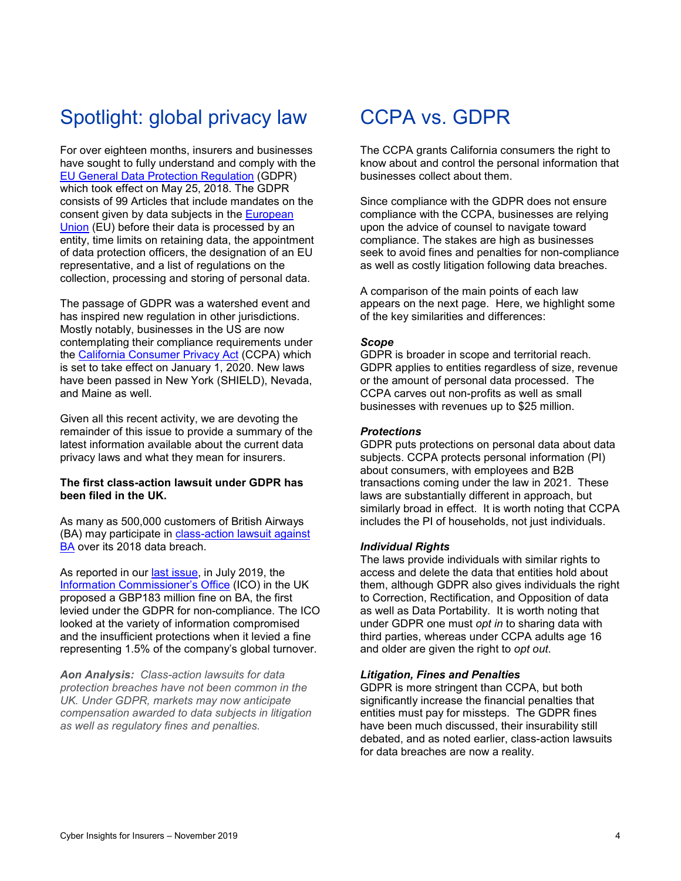# Spotlight: global privacy law

For over eighteen months, insurers and businesses have sought to fully understand and comply with the EU General Data Protection Regulation (GDPR) which took effect on May 25, 2018. The GDPR consists of 99 Articles that include mandates on the consent given by data subjects in the European Union (EU) before their data is processed by an entity, time limits on retaining data, the appointment of data protection officers, the designation of an EU representative, and a list of regulations on the collection, processing and storing of personal data.

The passage of GDPR was a watershed event and has inspired new regulation in other jurisdictions. Mostly notably, businesses in the US are now contemplating their compliance requirements under the California Consumer Privacy Act (CCPA) which is set to take effect on January 1, 2020. New laws have been passed in New York (SHIELD), Nevada, and Maine as well.

Given all this recent activity, we are devoting the remainder of this issue to provide a summary of the latest information available about the current data privacy laws and what they mean for insurers.

**The first class-action lawsuit under GDPR has been filed in the UK.**

As many as 500,000 customers of British Airways (BA) may participate in class-action lawsuit against BA over its 2018 data breach.

As reported in our last issue, in July 2019, the Information Commissioner's Office (ICO) in the UK proposed a GBP183 million fine on BA, the first levied under the GDPR for non-compliance. The ICO looked at the variety of information compromised and the insufficient protections when it levied a fine representing 1.5% of the company's global turnover.

***Aon Analysis:*** *Class-action lawsuits for data protection breaches have not been common in the UK. Under GDPR, markets may now anticipate compensation awarded to data subjects in litigation as well as regulatory fines and penalties.*

# CCPA vs. GDPR

The CCPA grants California consumers the right to know about and control the personal information that businesses collect about them.

Since compliance with the GDPR does not ensure compliance with the CCPA, businesses are relying upon the advice of counsel to navigate toward compliance. The stakes are high as businesses seek to avoid fines and penalties for non-compliance as well as costly litigation following data breaches.

A comparison of the main points of each law appears on the next page. Here, we highlight some of the key similarities and differences:

***Scope***
GDPR is broader in scope and territorial reach. GDPR applies to entities regardless of size, revenue or the amount of personal data processed. The CCPA carves out non-profits as well as small businesses with revenues up to $25 million.

***Protections***
GDPR puts protections on personal data about data subjects. CCPA protects personal information (PI) about consumers, with employees and B2B transactions coming under the law in 2021. These laws are substantially different in approach, but similarly broad in effect. It is worth noting that CCPA includes the PI of households, not just individuals.

***Individual Rights***
The laws provide individuals with similar rights to access and delete the data that entities hold about them, although GDPR also gives individuals the right to Correction, Rectification, and Opposition of data as well as Data Portability. It is worth noting that under GDPR one must *opt in* to sharing data with third parties, whereas under CCPA adults age 16 and older are given the right to *opt out*.

***Litigation, Fines and Penalties***
GDPR is more stringent than CCPA, but both significantly increase the financial penalties that entities must pay for missteps. The GDPR fines have been much discussed, their insurability still debated, and as noted earlier, class-action lawsuits for data breaches are now a reality.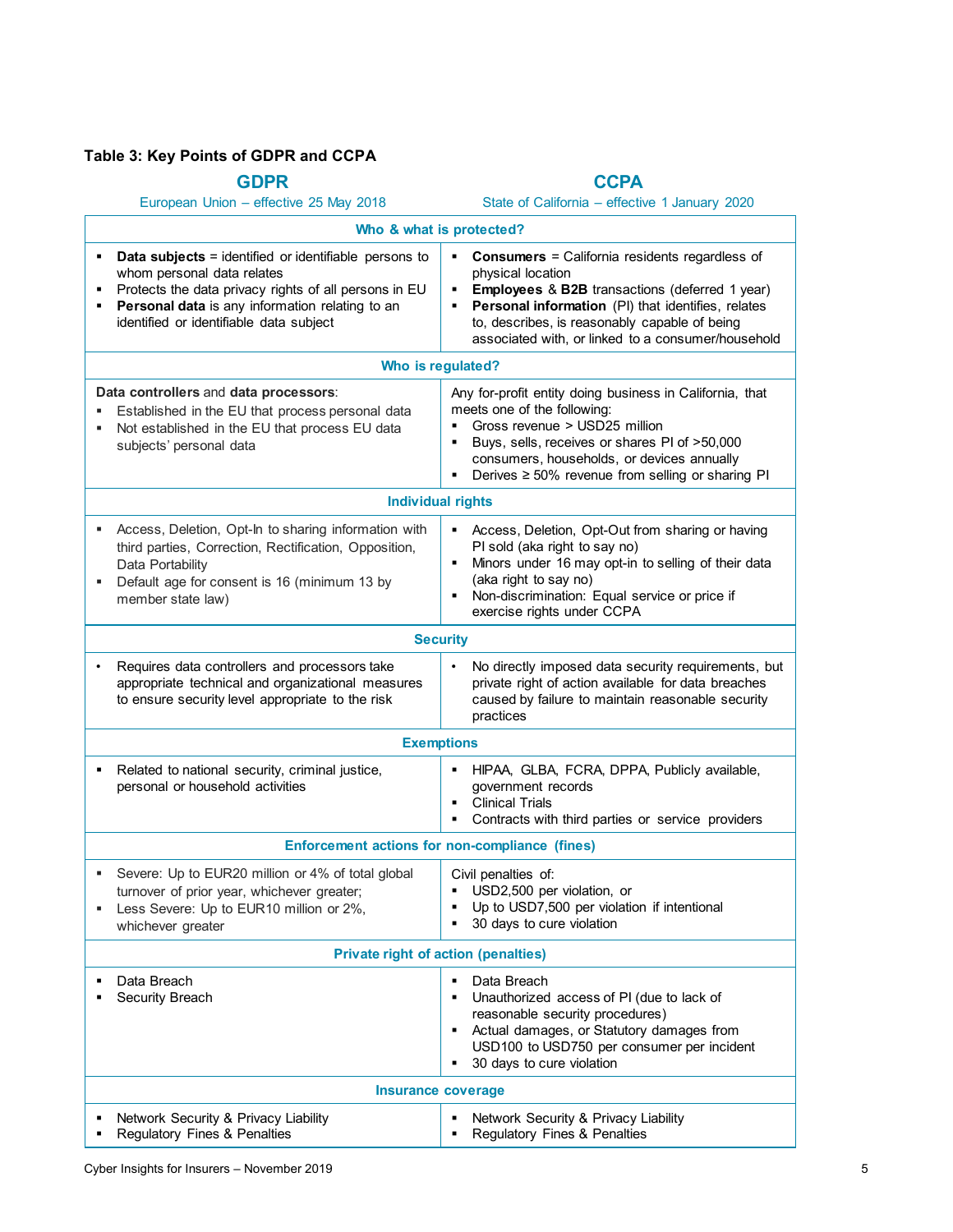### Table 3: Key Points of GDPR and CCPA

| **GDPR**<br>European Union – effective 25 May 2018 | **CCPA**<br>State of California – effective 1 January 2020 |
|---|---|
| **Who & what is protected?** | |
| ▪ **Data subjects** = identified or identifiable persons to whom personal data relates<br>▪ Protects the data privacy rights of all persons in EU<br>▪ **Personal data** is any information relating to an identified or identifiable data subject | ▪ **Consumers** = California residents regardless of physical location<br>▪ **Employees** & **B2B** transactions (deferred 1 year)<br>▪ **Personal information** (PI) that identifies, relates to, describes, is reasonably capable of being associated with, or linked to a consumer/household |
| **Who is regulated?** | |
| **Data controllers** and **data processors**:<br>▪ Established in the EU that process personal data<br>▪ Not established in the EU that process EU data subjects' personal data | Any for-profit entity doing business in California, that meets one of the following:<br>▪ Gross revenue > USD25 million<br>▪ Buys, sells, receives or shares PI of >50,000 consumers, households, or devices annually<br>▪ Derives ≥ 50% revenue from selling or sharing PI |
| **Individual rights** | |
| ▪ Access, Deletion, Opt-In to sharing information with third parties, Correction, Rectification, Opposition, Data Portability<br>▪ Default age for consent is 16 (minimum 13 by member state law) | ▪ Access, Deletion, Opt-Out from sharing or having PI sold (aka right to say no)<br>▪ Minors under 16 may opt-in to selling of their data (aka right to say no)<br>▪ Non-discrimination: Equal service or price if exercise rights under CCPA |
| **Security** | |
| • Requires data controllers and processors take appropriate technical and organizational measures to ensure security level appropriate to the risk | • No directly imposed data security requirements, but private right of action available for data breaches caused by failure to maintain reasonable security practices |
| **Exemptions** | |
| ▪ Related to national security, criminal justice, personal or household activities | ▪ HIPAA, GLBA, FCRA, DPPA, Publicly available, government records<br>▪ Clinical Trials<br>▪ Contracts with third parties or service providers |
| **Enforcement actions for non-compliance (fines)** | |
| ▪ Severe: Up to EUR20 million or 4% of total global turnover of prior year, whichever greater;<br>▪ Less Severe: Up to EUR10 million or 2%, whichever greater | Civil penalties of:<br>▪ USD2,500 per violation, or<br>▪ Up to USD7,500 per violation if intentional<br>▪ 30 days to cure violation |
| **Private right of action (penalties)** | |
| ▪ Data Breach<br>▪ Security Breach | ▪ Data Breach<br>▪ Unauthorized access of PI (due to lack of reasonable security procedures)<br>▪ Actual damages, or Statutory damages from USD100 to USD750 per consumer per incident<br>▪ 30 days to cure violation |
| **Insurance coverage** | |
| ▪ Network Security & Privacy Liability<br>▪ Regulatory Fines & Penalties | ▪ Network Security & Privacy Liability<br>▪ Regulatory Fines & Penalties |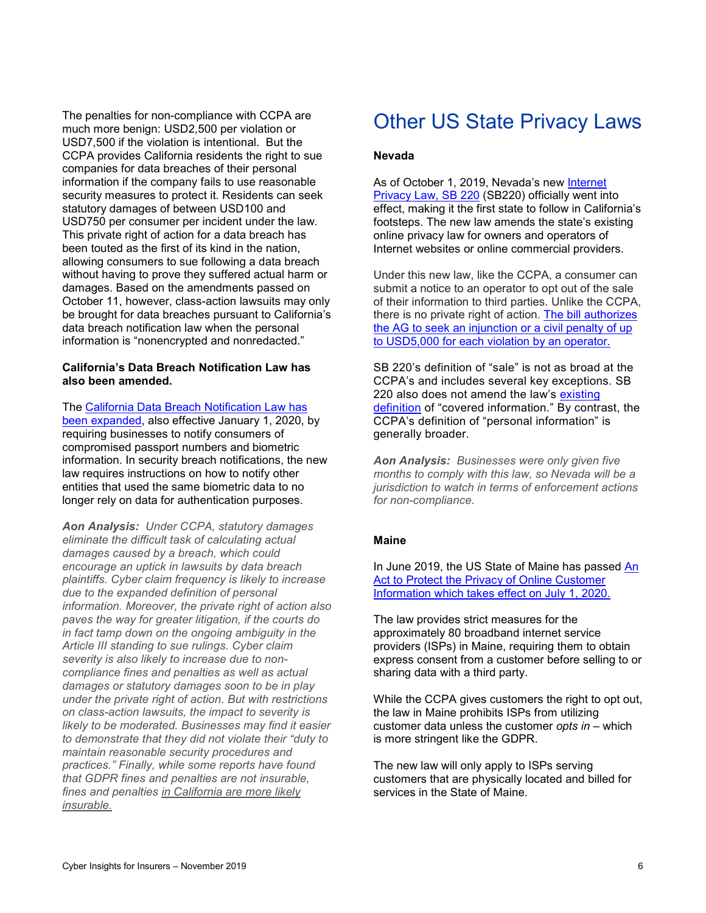The penalties for non-compliance with CCPA are much more benign: USD2,500 per violation or USD7,500 if the violation is intentional. But the CCPA provides California residents the right to sue companies for data breaches of their personal information if the company fails to use reasonable security measures to protect it. Residents can seek statutory damages of between USD100 and USD750 per consumer per incident under the law. This private right of action for a data breach has been touted as the first of its kind in the nation, allowing consumers to sue following a data breach without having to prove they suffered actual harm or damages. Based on the amendments passed on October 11, however, class-action lawsuits may only be brought for data breaches pursuant to California's data breach notification law when the personal information is "nonencrypted and nonredacted."

**California's Data Breach Notification Law has also been amended.**

The California Data Breach Notification Law has been expanded, also effective January 1, 2020, by requiring businesses to notify consumers of compromised passport numbers and biometric information. In security breach notifications, the new law requires instructions on how to notify other entities that used the same biometric data to no longer rely on data for authentication purposes.

***Aon Analysis:*** *Under CCPA, statutory damages eliminate the difficult task of calculating actual damages caused by a breach, which could encourage an uptick in lawsuits by data breach plaintiffs. Cyber claim frequency is likely to increase due to the expanded definition of personal information. Moreover, the private right of action also paves the way for greater litigation, if the courts do in fact tamp down on the ongoing ambiguity in the Article III standing to sue rulings. Cyber claim severity is also likely to increase due to non-compliance fines and penalties as well as actual damages or statutory damages soon to be in play under the private right of action. But with restrictions on class-action lawsuits, the impact to severity is likely to be moderated. Businesses may find it easier to demonstrate that they did not violate their "duty to maintain reasonable security procedures and practices." Finally, while some reports have found that GDPR fines and penalties are not insurable, fines and penalties in California are more likely insurable.*

# Other US State Privacy Laws

**Nevada**

As of October 1, 2019, Nevada's new Internet Privacy Law, SB 220 (SB220) officially went into effect, making it the first state to follow in California's footsteps. The new law amends the state's existing online privacy law for owners and operators of Internet websites or online commercial providers.

Under this new law, like the CCPA, a consumer can submit a notice to an operator to opt out of the sale of their information to third parties. Unlike the CCPA, there is no private right of action. The bill authorizes the AG to seek an injunction or a civil penalty of up to USD5,000 for each violation by an operator.

SB 220's definition of "sale" is not as broad at the CCPA's and includes several key exceptions. SB 220 also does not amend the law's existing definition of "covered information." By contrast, the CCPA's definition of "personal information" is generally broader.

***Aon Analysis:*** *Businesses were only given five months to comply with this law, so Nevada will be a jurisdiction to watch in terms of enforcement actions for non-compliance.*

**Maine**

In June 2019, the US State of Maine has passed An Act to Protect the Privacy of Online Customer Information which takes effect on July 1, 2020.

The law provides strict measures for the approximately 80 broadband internet service providers (ISPs) in Maine, requiring them to obtain express consent from a customer before selling to or sharing data with a third party.

While the CCPA gives customers the right to opt out, the law in Maine prohibits ISPs from utilizing customer data unless the customer *opts in* – which is more stringent like the GDPR.

The new law will only apply to ISPs serving customers that are physically located and billed for services in the State of Maine.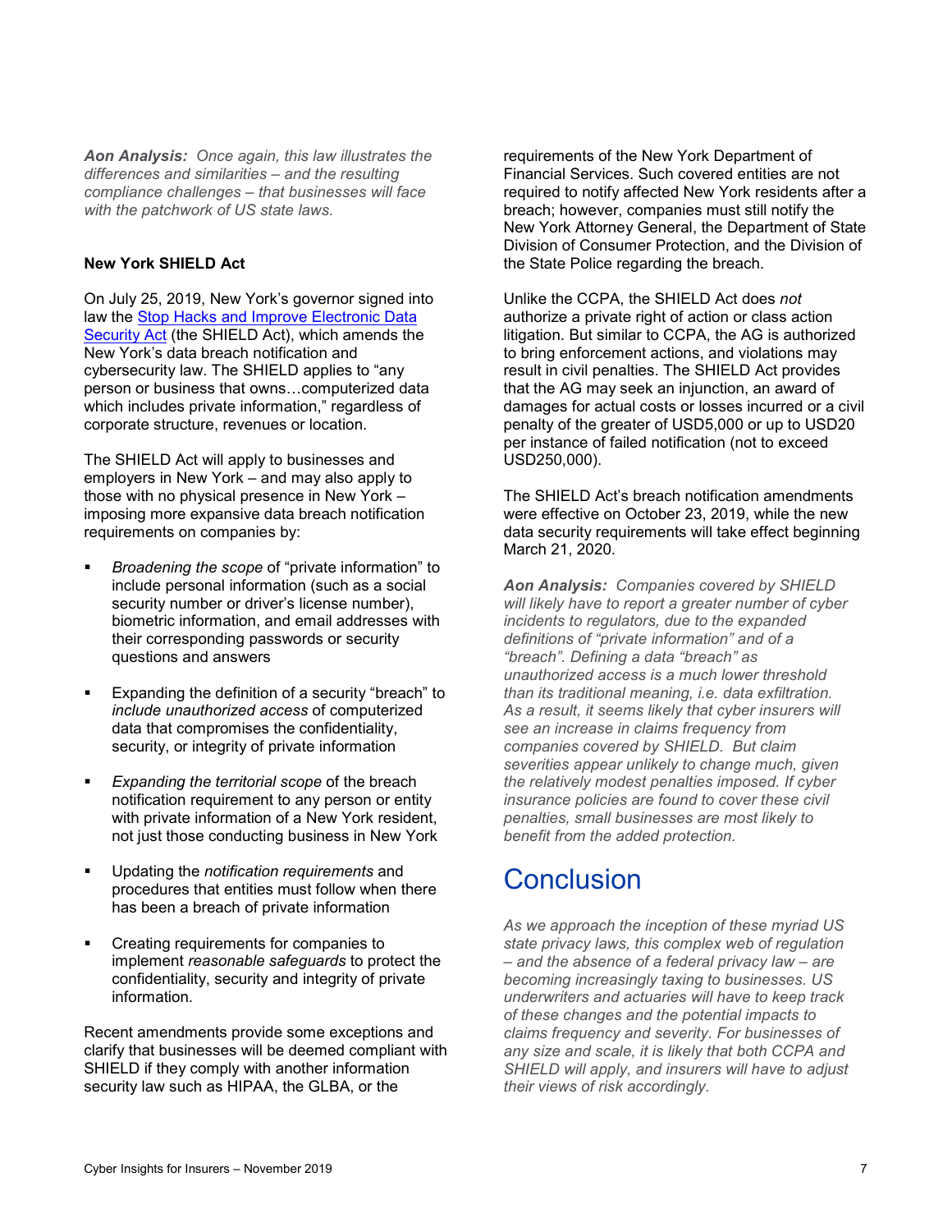***Aon Analysis:*** *Once again, this law illustrates the differences and similarities – and the resulting compliance challenges – that businesses will face with the patchwork of US state laws.*

**New York SHIELD Act**

On July 25, 2019, New York's governor signed into law the [Stop Hacks and Improve Electronic Data Security Act](#) (the SHIELD Act), which amends the New York's data breach notification and cybersecurity law. The SHIELD applies to "any person or business that owns…computerized data which includes private information," regardless of corporate structure, revenues or location.

The SHIELD Act will apply to businesses and employers in New York – and may also apply to those with no physical presence in New York – imposing more expansive data breach notification requirements on companies by:

- *Broadening the scope* of "private information" to include personal information (such as a social security number or driver's license number), biometric information, and email addresses with their corresponding passwords or security questions and answers
- Expanding the definition of a security "breach" to *include unauthorized access* of computerized data that compromises the confidentiality, security, or integrity of private information
- *Expanding the territorial scope* of the breach notification requirement to any person or entity with private information of a New York resident, not just those conducting business in New York
- Updating the *notification requirements* and procedures that entities must follow when there has been a breach of private information
- Creating requirements for companies to implement *reasonable safeguards* to protect the confidentiality, security and integrity of private information.

Recent amendments provide some exceptions and clarify that businesses will be deemed compliant with SHIELD if they comply with another information security law such as HIPAA, the GLBA, or the requirements of the New York Department of Financial Services. Such covered entities are not required to notify affected New York residents after a breach; however, companies must still notify the New York Attorney General, the Department of State Division of Consumer Protection, and the Division of the State Police regarding the breach.

Unlike the CCPA, the SHIELD Act does *not* authorize a private right of action or class action litigation. But similar to CCPA, the AG is authorized to bring enforcement actions, and violations may result in civil penalties. The SHIELD Act provides that the AG may seek an injunction, an award of damages for actual costs or losses incurred or a civil penalty of the greater of USD5,000 or up to USD20 per instance of failed notification (not to exceed USD250,000).

The SHIELD Act's breach notification amendments were effective on October 23, 2019, while the new data security requirements will take effect beginning March 21, 2020.

***Aon Analysis:*** *Companies covered by SHIELD will likely have to report a greater number of cyber incidents to regulators, due to the expanded definitions of "private information" and of a "breach". Defining a data "breach" as unauthorized access is a much lower threshold than its traditional meaning, i.e. data exfiltration. As a result, it seems likely that cyber insurers will see an increase in claims frequency from companies covered by SHIELD. But claim severities appear unlikely to change much, given the relatively modest penalties imposed. If cyber insurance policies are found to cover these civil penalties, small businesses are most likely to benefit from the added protection.*

# Conclusion

*As we approach the inception of these myriad US state privacy laws, this complex web of regulation – and the absence of a federal privacy law – are becoming increasingly taxing to businesses. US underwriters and actuaries will have to keep track of these changes and the potential impacts to claims frequency and severity. For businesses of any size and scale, it is likely that both CCPA and SHIELD will apply, and insurers will have to adjust their views of risk accordingly.*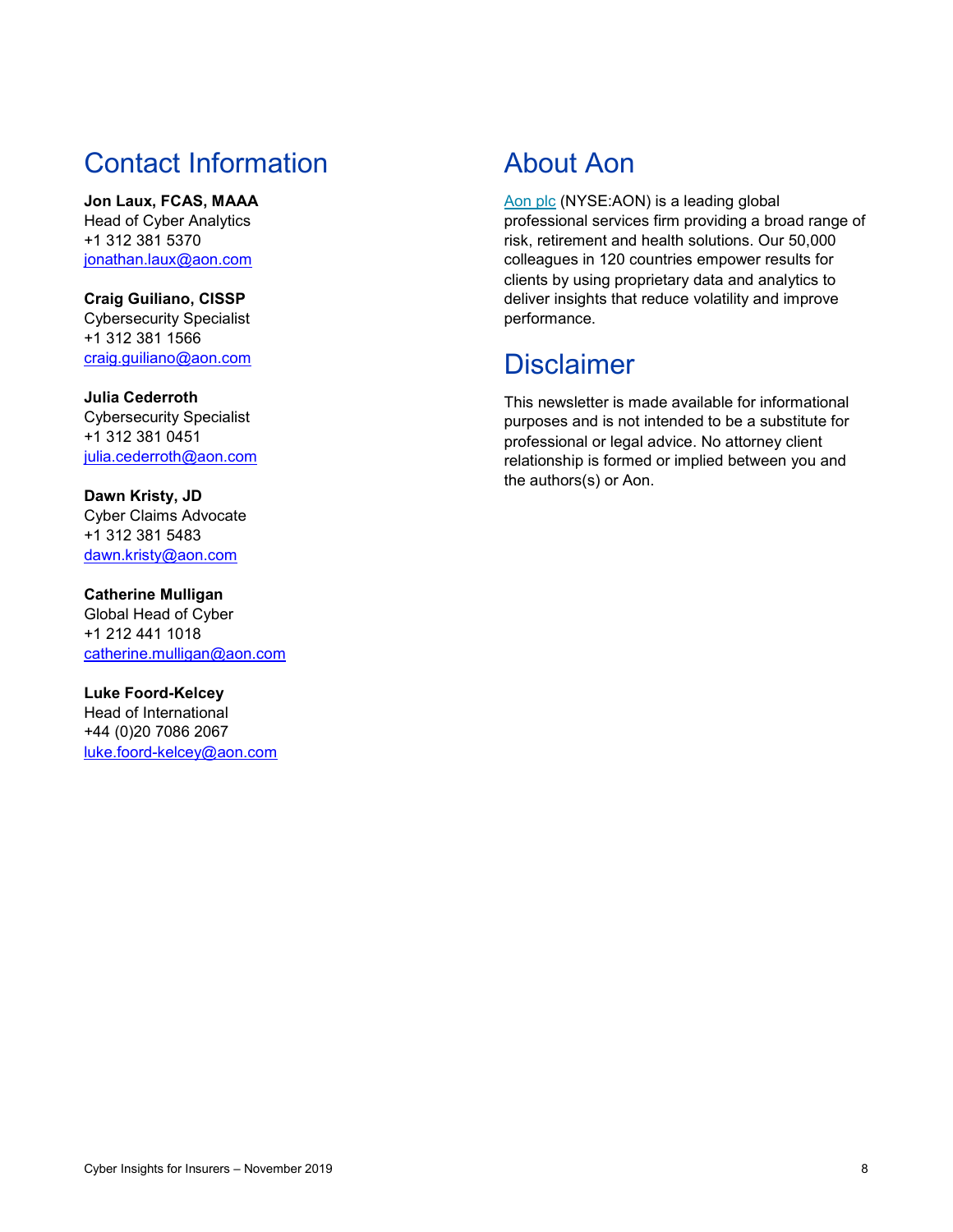## Contact Information

**Jon Laux, FCAS, MAAA**
Head of Cyber Analytics
+1 312 381 5370
jonathan.laux@aon.com

**Craig Guiliano, CISSP**
Cybersecurity Specialist
+1 312 381 1566
craig.guiliano@aon.com

**Julia Cederroth**
Cybersecurity Specialist
+1 312 381 0451
julia.cederroth@aon.com

**Dawn Kristy, JD**
Cyber Claims Advocate
+1 312 381 5483
dawn.kristy@aon.com

**Catherine Mulligan**
Global Head of Cyber
+1 212 441 1018
catherine.mulligan@aon.com

**Luke Foord-Kelcey**
Head of International
+44 (0)20 7086 2067
luke.foord-kelcey@aon.com

## About Aon

Aon plc (NYSE:AON) is a leading global professional services firm providing a broad range of risk, retirement and health solutions. Our 50,000 colleagues in 120 countries empower results for clients by using proprietary data and analytics to deliver insights that reduce volatility and improve performance.

## Disclaimer

This newsletter is made available for informational purposes and is not intended to be a substitute for professional or legal advice. No attorney client relationship is formed or implied between you and the authors(s) or Aon.